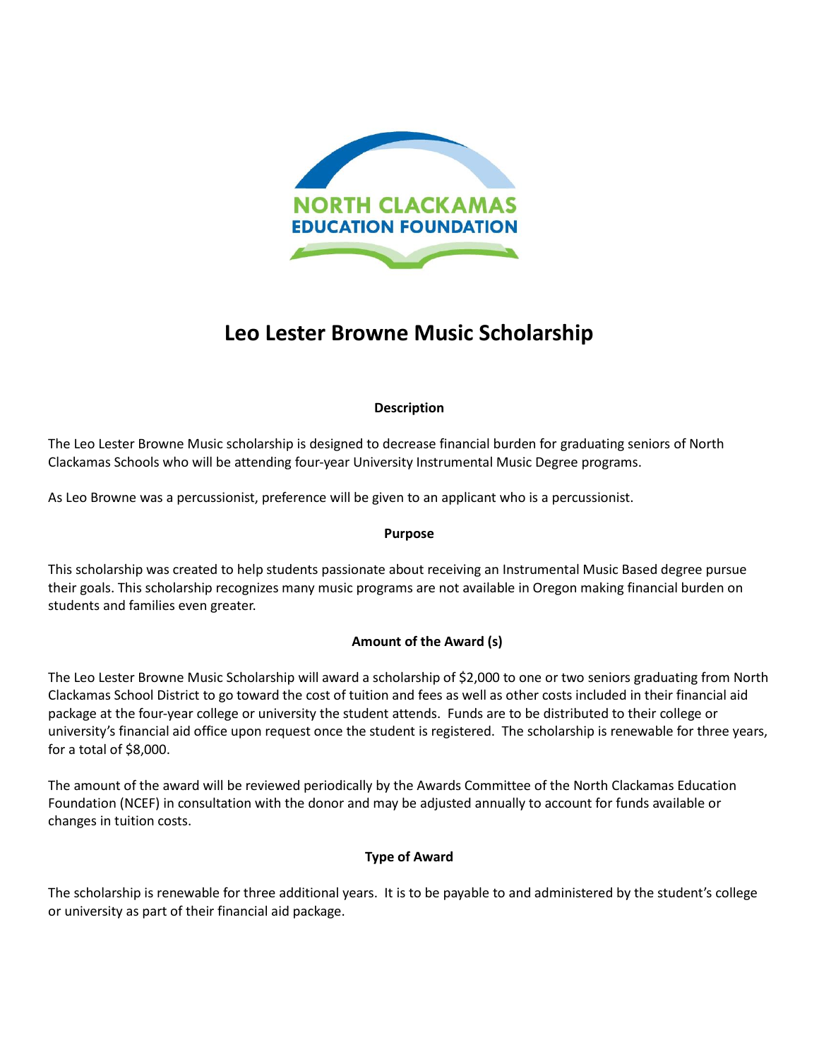NORTH CLACKAMAS
EDUCATION FOUNDATION

# Leo Lester Browne Music Scholarship

## Description

The Leo Lester Browne Music scholarship is designed to decrease financial burden for graduating seniors of North Clackamas Schools who will be attending four-year University Instrumental Music Degree programs.

As Leo Browne was a percussionist, preference will be given to an applicant who is a percussionist.

## Purpose

This scholarship was created to help students passionate about receiving an Instrumental Music Based degree pursue their goals. This scholarship recognizes many music programs are not available in Oregon making financial burden on students and families even greater.

## Amount of the Award (s)

The Leo Lester Browne Music Scholarship will award a scholarship of $2,000 to one or two seniors graduating from North Clackamas School District to go toward the cost of tuition and fees as well as other costs included in their financial aid package at the four-year college or university the student attends. Funds are to be distributed to their college or university's financial aid office upon request once the student is registered. The scholarship is renewable for three years, for a total of $8,000.

The amount of the award will be reviewed periodically by the Awards Committee of the North Clackamas Education Foundation (NCEF) in consultation with the donor and may be adjusted annually to account for funds available or changes in tuition costs.

## Type of Award

The scholarship is renewable for three additional years. It is to be payable to and administered by the student's college or university as part of their financial aid package.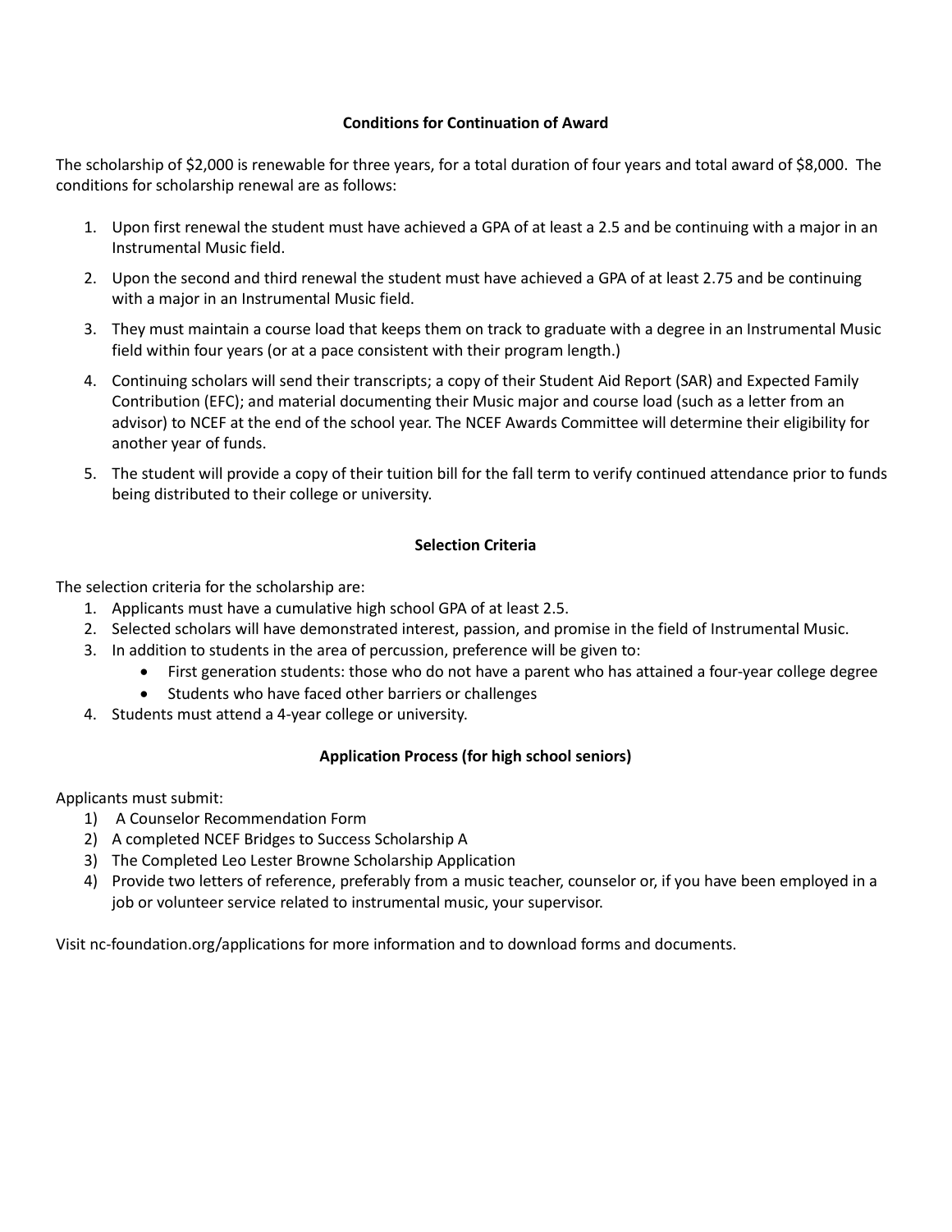## Conditions for Continuation of Award

The scholarship of $2,000 is renewable for three years, for a total duration of four years and total award of $8,000. The conditions for scholarship renewal are as follows:

1. Upon first renewal the student must have achieved a GPA of at least a 2.5 and be continuing with a major in an Instrumental Music field.
2. Upon the second and third renewal the student must have achieved a GPA of at least 2.75 and be continuing with a major in an Instrumental Music field.
3. They must maintain a course load that keeps them on track to graduate with a degree in an Instrumental Music field within four years (or at a pace consistent with their program length.)
4. Continuing scholars will send their transcripts; a copy of their Student Aid Report (SAR) and Expected Family Contribution (EFC); and material documenting their Music major and course load (such as a letter from an advisor) to NCEF at the end of the school year. The NCEF Awards Committee will determine their eligibility for another year of funds.
5. The student will provide a copy of their tuition bill for the fall term to verify continued attendance prior to funds being distributed to their college or university.

## Selection Criteria

The selection criteria for the scholarship are:

1. Applicants must have a cumulative high school GPA of at least 2.5.
2. Selected scholars will have demonstrated interest, passion, and promise in the field of Instrumental Music.
3. In addition to students in the area of percussion, preference will be given to:
   - First generation students: those who do not have a parent who has attained a four-year college degree
   - Students who have faced other barriers or challenges
4. Students must attend a 4-year college or university.

## Application Process (for high school seniors)

Applicants must submit:

1) A Counselor Recommendation Form
2) A completed NCEF Bridges to Success Scholarship A
3) The Completed Leo Lester Browne Scholarship Application
4) Provide two letters of reference, preferably from a music teacher, counselor or, if you have been employed in a job or volunteer service related to instrumental music, your supervisor.

Visit nc-foundation.org/applications for more information and to download forms and documents.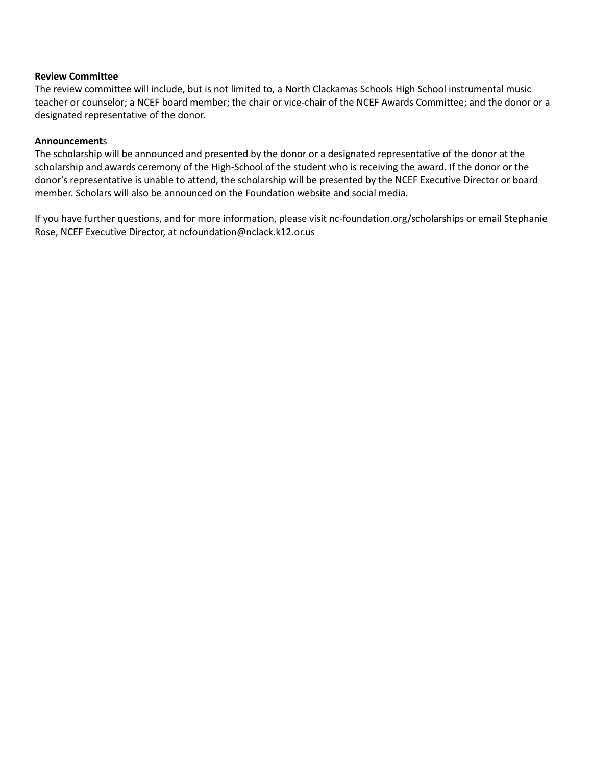**Review Committee**
The review committee will include, but is not limited to, a North Clackamas Schools High School instrumental music teacher or counselor; a NCEF board member; the chair or vice-chair of the NCEF Awards Committee; and the donor or a designated representative of the donor.

**Announcement**s
The scholarship will be announced and presented by the donor or a designated representative of the donor at the scholarship and awards ceremony of the High-School of the student who is receiving the award. If the donor or the donor's representative is unable to attend, the scholarship will be presented by the NCEF Executive Director or board member. Scholars will also be announced on the Foundation website and social media.

If you have further questions, and for more information, please visit nc-foundation.org/scholarships or email Stephanie Rose, NCEF Executive Director, at ncfoundation@nclack.k12.or.us